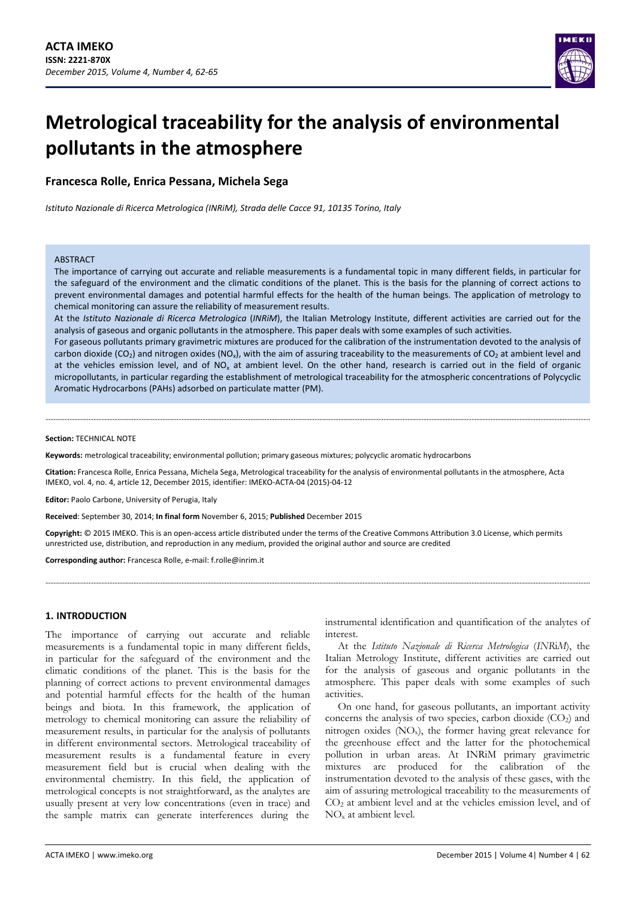# Metrological traceability for the analysis of environmental pollutants in the atmosphere

**Francesca Rolle, Enrica Pessana, Michela Sega**

*Istituto Nazionale di Ricerca Metrologica (INRiM), Strada delle Cacce 91, 10135 Torino, Italy*

ABSTRACT

The importance of carrying out accurate and reliable measurements is a fundamental topic in many different fields, in particular for the safeguard of the environment and the climatic conditions of the planet. This is the basis for the planning of correct actions to prevent environmental damages and potential harmful effects for the health of the human beings. The application of metrology to chemical monitoring can assure the reliability of measurement results.

At the *Istituto Nazionale di Ricerca Metrologica* (*INRiM*), the Italian Metrology Institute, different activities are carried out for the analysis of gaseous and organic pollutants in the atmosphere. This paper deals with some examples of such activities.

For gaseous pollutants primary gravimetric mixtures are produced for the calibration of the instrumentation devoted to the analysis of carbon dioxide ($CO_2$) and nitrogen oxides ($NO_x$), with the aim of assuring traceability to the measurements of $CO_2$ at ambient level and at the vehicles emission level, and of $NO_x$ at ambient level. On the other hand, research is carried out in the field of organic micropollutants, in particular regarding the establishment of metrological traceability for the atmospheric concentrations of Polycyclic Aromatic Hydrocarbons (PAHs) adsorbed on particulate matter (PM).

**Section:** TECHNICAL NOTE

**Keywords:** metrological traceability; environmental pollution; primary gaseous mixtures; polycyclic aromatic hydrocarbons

**Citation:** Francesca Rolle, Enrica Pessana, Michela Sega, Metrological traceability for the analysis of environmental pollutants in the atmosphere, Acta IMEKO, vol. 4, no. 4, article 12, December 2015, identifier: IMEKO-ACTA-04 (2015)-04-12

**Editor:** Paolo Carbone, University of Perugia, Italy

**Received**: September 30, 2014; **In final form** November 6, 2015; **Published** December 2015

**Copyright:** © 2015 IMEKO. This is an open-access article distributed under the terms of the Creative Commons Attribution 3.0 License, which permits unrestricted use, distribution, and reproduction in any medium, provided the original author and source are credited

**Corresponding author:** Francesca Rolle, e-mail: f.rolle@inrim.it

## 1. INTRODUCTION

The importance of carrying out accurate and reliable measurements is a fundamental topic in many different fields, in particular for the safeguard of the environment and the climatic conditions of the planet. This is the basis for the planning of correct actions to prevent environmental damages and potential harmful effects for the health of the human beings and biota. In this framework, the application of metrology to chemical monitoring can assure the reliability of measurement results, in particular for the analysis of pollutants in different environmental sectors. Metrological traceability of measurement results is a fundamental feature in every measurement field but is crucial when dealing with the environmental chemistry. In this field, the application of metrological concepts is not straightforward, as the analytes are usually present at very low concentrations (even in trace) and the sample matrix can generate interferences during the instrumental identification and quantification of the analytes of interest.

At the *Istituto Nazionale di Ricerca Metrologica* (*INRiM*), the Italian Metrology Institute, different activities are carried out for the analysis of gaseous and organic pollutants in the atmosphere. This paper deals with some examples of such activities.

On one hand, for gaseous pollutants, an important activity concerns the analysis of two species, carbon dioxide ($CO_2$) and nitrogen oxides ($NO_x$), the former having great relevance for the greenhouse effect and the latter for the photochemical pollution in urban areas. At INRiM primary gravimetric mixtures are produced for the calibration of the instrumentation devoted to the analysis of these gases, with the aim of assuring metrological traceability to the measurements of $CO_2$ at ambient level and at the vehicles emission level, and of $NO_x$ at ambient level.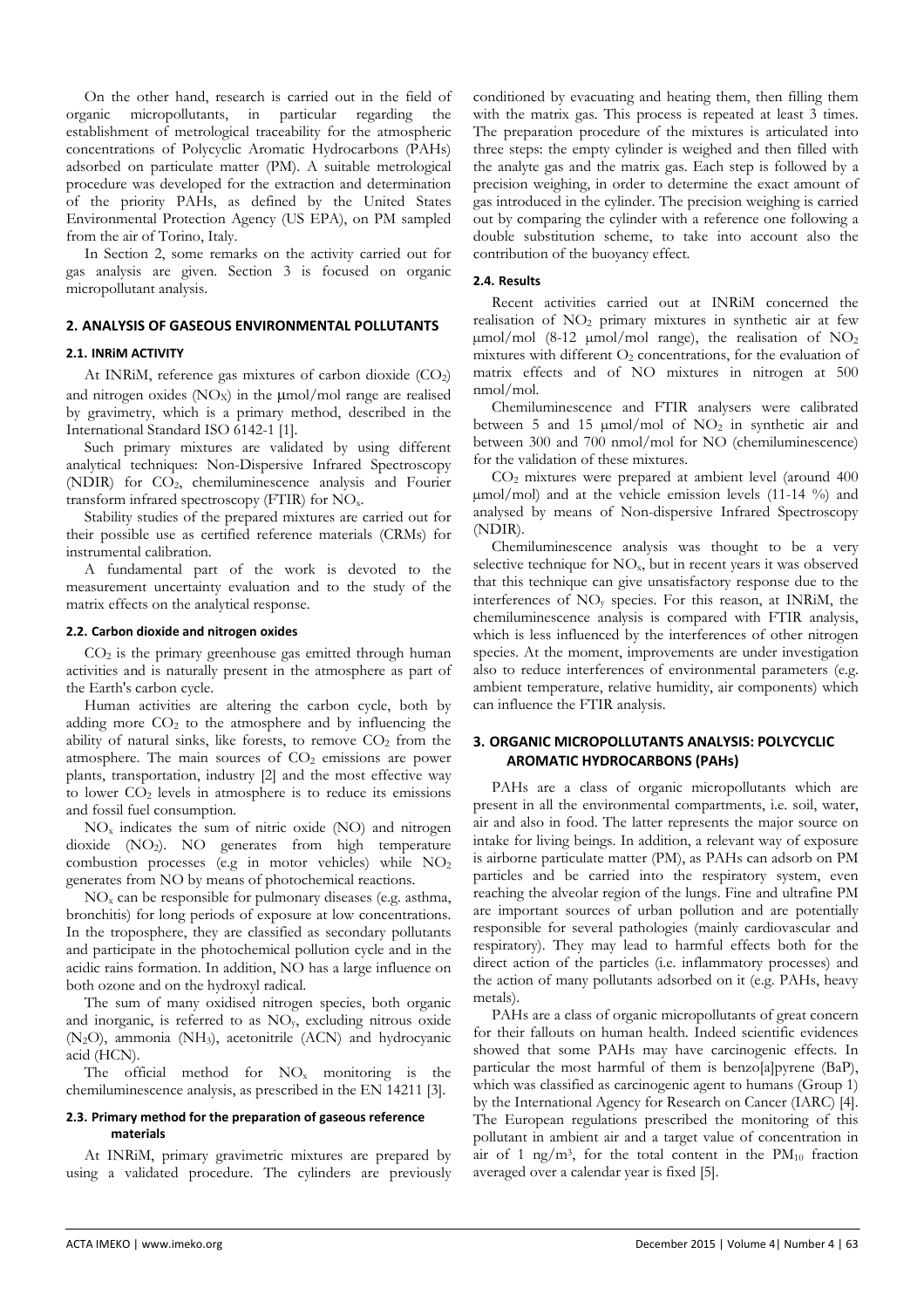On the other hand, research is carried out in the field of organic micropollutants, in particular regarding the establishment of metrological traceability for the atmospheric concentrations of Polycyclic Aromatic Hydrocarbons (PAHs) adsorbed on particulate matter (PM). A suitable metrological procedure was developed for the extraction and determination of the priority PAHs, as defined by the United States Environmental Protection Agency (US EPA), on PM sampled from the air of Torino, Italy.

In Section 2, some remarks on the activity carried out for gas analysis are given. Section 3 is focused on organic micropollutant analysis.

## 2. ANALYSIS OF GASEOUS ENVIRONMENTAL POLLUTANTS

### 2.1. INRiM ACTIVITY

At INRiM, reference gas mixtures of carbon dioxide ($CO_2$) and nitrogen oxides ($NO_X$) in the μmol/mol range are realised by gravimetry, which is a primary method, described in the International Standard ISO 6142-1 [1].

Such primary mixtures are validated by using different analytical techniques: Non-Dispersive Infrared Spectroscopy (NDIR) for $CO_2$, chemiluminescence analysis and Fourier transform infrared spectroscopy (FTIR) for $NO_x$.

Stability studies of the prepared mixtures are carried out for their possible use as certified reference materials (CRMs) for instrumental calibration.

A fundamental part of the work is devoted to the measurement uncertainty evaluation and to the study of the matrix effects on the analytical response.

### 2.2. Carbon dioxide and nitrogen oxides

$CO_2$ is the primary greenhouse gas emitted through human activities and is naturally present in the atmosphere as part of the Earth's carbon cycle.

Human activities are altering the carbon cycle, both by adding more $CO_2$ to the atmosphere and by influencing the ability of natural sinks, like forests, to remove $CO_2$ from the atmosphere. The main sources of $CO_2$ emissions are power plants, transportation, industry [2] and the most effective way to lower $CO_2$ levels in atmosphere is to reduce its emissions and fossil fuel consumption.

$NO_x$ indicates the sum of nitric oxide (NO) and nitrogen dioxide ($NO_2$). NO generates from high temperature combustion processes (e.g in motor vehicles) while $NO_2$ generates from NO by means of photochemical reactions.

$NO_x$ can be responsible for pulmonary diseases (e.g. asthma, bronchitis) for long periods of exposure at low concentrations. In the troposphere, they are classified as secondary pollutants and participate in the photochemical pollution cycle and in the acidic rains formation. In addition, NO has a large influence on both ozone and on the hydroxyl radical.

The sum of many oxidised nitrogen species, both organic and inorganic, is referred to as $NO_y$, excluding nitrous oxide ($N_2O$), ammonia ($NH_3$), acetonitrile (ACN) and hydrocyanic acid (HCN).

The official method for $NO_x$ monitoring is the chemiluminescence analysis, as prescribed in the EN 14211 [3].

### 2.3. Primary method for the preparation of gaseous reference materials

At INRiM, primary gravimetric mixtures are prepared by using a validated procedure. The cylinders are previously conditioned by evacuating and heating them, then filling them with the matrix gas. This process is repeated at least 3 times. The preparation procedure of the mixtures is articulated into three steps: the empty cylinder is weighed and then filled with the analyte gas and the matrix gas. Each step is followed by a precision weighing, in order to determine the exact amount of gas introduced in the cylinder. The precision weighing is carried out by comparing the cylinder with a reference one following a double substitution scheme, to take into account also the contribution of the buoyancy effect.

### 2.4. Results

Recent activities carried out at INRiM concerned the realisation of $NO_2$ primary mixtures in synthetic air at few μmol/mol (8-12 μmol/mol range), the realisation of $NO_2$ mixtures with different $O_2$ concentrations, for the evaluation of matrix effects and of NO mixtures in nitrogen at 500 nmol/mol.

Chemiluminescence and FTIR analysers were calibrated between 5 and 15 μmol/mol of $NO_2$ in synthetic air and between 300 and 700 nmol/mol for NO (chemiluminescence) for the validation of these mixtures.

$CO_2$ mixtures were prepared at ambient level (around 400 μmol/mol) and at the vehicle emission levels (11-14 %) and analysed by means of Non-dispersive Infrared Spectroscopy (NDIR).

Chemiluminescence analysis was thought to be a very selective technique for $NO_x$, but in recent years it was observed that this technique can give unsatisfactory response due to the interferences of $NO_y$ species. For this reason, at INRiM, the chemiluminescence analysis is compared with FTIR analysis, which is less influenced by the interferences of other nitrogen species. At the moment, improvements are under investigation also to reduce interferences of environmental parameters (e.g. ambient temperature, relative humidity, air components) which can influence the FTIR analysis.

## 3. ORGANIC MICROPOLLUTANTS ANALYSIS: POLYCYCLIC AROMATIC HYDROCARBONS (PAHs)

PAHs are a class of organic micropollutants which are present in all the environmental compartments, i.e. soil, water, air and also in food. The latter represents the major source on intake for living beings. In addition, a relevant way of exposure is airborne particulate matter (PM), as PAHs can adsorb on PM particles and be carried into the respiratory system, even reaching the alveolar region of the lungs. Fine and ultrafine PM are important sources of urban pollution and are potentially responsible for several pathologies (mainly cardiovascular and respiratory). They may lead to harmful effects both for the direct action of the particles (i.e. inflammatory processes) and the action of many pollutants adsorbed on it (e.g. PAHs, heavy metals).

PAHs are a class of organic micropollutants of great concern for their fallouts on human health. Indeed scientific evidences showed that some PAHs may have carcinogenic effects. In particular the most harmful of them is benzo[a]pyrene (BaP), which was classified as carcinogenic agent to humans (Group 1) by the International Agency for Research on Cancer (IARC) [4]. The European regulations prescribed the monitoring of this pollutant in ambient air and a target value of concentration in air of 1 ng/m$^3$, for the total content in the $PM_{10}$ fraction averaged over a calendar year is fixed [5].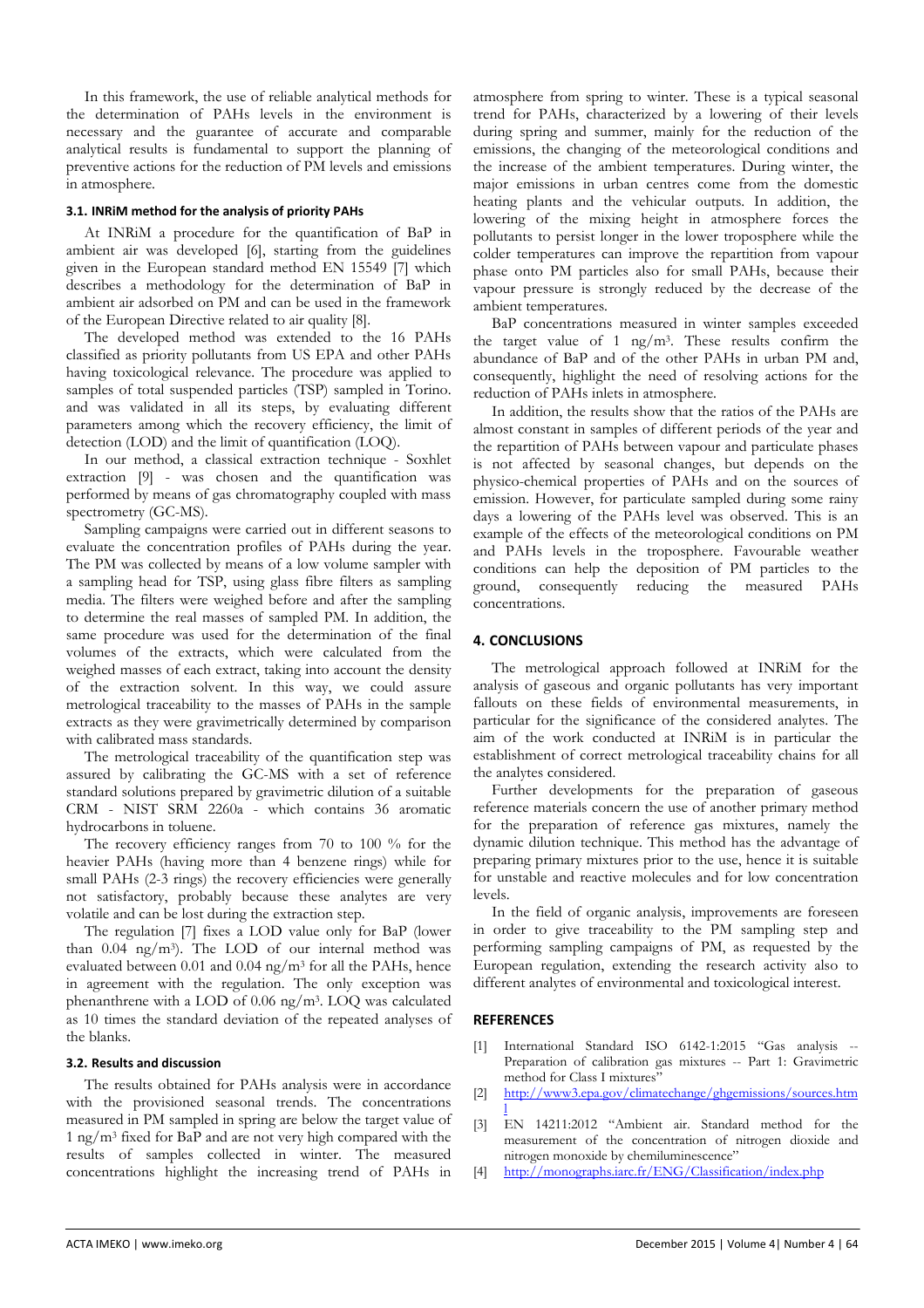In this framework, the use of reliable analytical methods for the determination of PAHs levels in the environment is necessary and the guarantee of accurate and comparable analytical results is fundamental to support the planning of preventive actions for the reduction of PM levels and emissions in atmosphere.

### 3.1. INRiM method for the analysis of priority PAHs

At INRiM a procedure for the quantification of BaP in ambient air was developed [6], starting from the guidelines given in the European standard method EN 15549 [7] which describes a methodology for the determination of BaP in ambient air adsorbed on PM and can be used in the framework of the European Directive related to air quality [8].

The developed method was extended to the 16 PAHs classified as priority pollutants from US EPA and other PAHs having toxicological relevance. The procedure was applied to samples of total suspended particles (TSP) sampled in Torino. and was validated in all its steps, by evaluating different parameters among which the recovery efficiency, the limit of detection (LOD) and the limit of quantification (LOQ).

In our method, a classical extraction technique - Soxhlet extraction [9] - was chosen and the quantification was performed by means of gas chromatography coupled with mass spectrometry (GC-MS).

Sampling campaigns were carried out in different seasons to evaluate the concentration profiles of PAHs during the year. The PM was collected by means of a low volume sampler with a sampling head for TSP, using glass fibre filters as sampling media. The filters were weighed before and after the sampling to determine the real masses of sampled PM. In addition, the same procedure was used for the determination of the final volumes of the extracts, which were calculated from the weighed masses of each extract, taking into account the density of the extraction solvent. In this way, we could assure metrological traceability to the masses of PAHs in the sample extracts as they were gravimetrically determined by comparison with calibrated mass standards.

The metrological traceability of the quantification step was assured by calibrating the GC-MS with a set of reference standard solutions prepared by gravimetric dilution of a suitable CRM - NIST SRM 2260a - which contains 36 aromatic hydrocarbons in toluene.

The recovery efficiency ranges from 70 to 100 % for the heavier PAHs (having more than 4 benzene rings) while for small PAHs (2-3 rings) the recovery efficiencies were generally not satisfactory, probably because these analytes are very volatile and can be lost during the extraction step.

The regulation [7] fixes a LOD value only for BaP (lower than 0.04 ng/m$^3$). The LOD of our internal method was evaluated between 0.01 and 0.04 ng/m$^3$ for all the PAHs, hence in agreement with the regulation. The only exception was phenanthrene with a LOD of 0.06 ng/m$^3$. LOQ was calculated as 10 times the standard deviation of the repeated analyses of the blanks.

### 3.2. Results and discussion

The results obtained for PAHs analysis were in accordance with the provisioned seasonal trends. The concentrations measured in PM sampled in spring are below the target value of 1 ng/m$^3$ fixed for BaP and are not very high compared with the results of samples collected in winter. The measured concentrations highlight the increasing trend of PAHs in atmosphere from spring to winter. These is a typical seasonal trend for PAHs, characterized by a lowering of their levels during spring and summer, mainly for the reduction of the emissions, the changing of the meteorological conditions and the increase of the ambient temperatures. During winter, the major emissions in urban centres come from the domestic heating plants and the vehicular outputs. In addition, the lowering of the mixing height in atmosphere forces the pollutants to persist longer in the lower troposphere while the colder temperatures can improve the repartition from vapour phase onto PM particles also for small PAHs, because their vapour pressure is strongly reduced by the decrease of the ambient temperatures.

BaP concentrations measured in winter samples exceeded the target value of 1 ng/m$^3$. These results confirm the abundance of BaP and of the other PAHs in urban PM and, consequently, highlight the need of resolving actions for the reduction of PAHs inlets in atmosphere.

In addition, the results show that the ratios of the PAHs are almost constant in samples of different periods of the year and the repartition of PAHs between vapour and particulate phases is not affected by seasonal changes, but depends on the physico-chemical properties of PAHs and on the sources of emission. However, for particulate sampled during some rainy days a lowering of the PAHs level was observed. This is an example of the effects of the meteorological conditions on PM and PAHs levels in the troposphere. Favourable weather conditions can help the deposition of PM particles to the ground, consequently reducing the measured PAHs concentrations.

## 4. CONCLUSIONS

The metrological approach followed at INRiM for the analysis of gaseous and organic pollutants has very important fallouts on these fields of environmental measurements, in particular for the significance of the considered analytes. The aim of the work conducted at INRiM is in particular the establishment of correct metrological traceability chains for all the analytes considered.

Further developments for the preparation of gaseous reference materials concern the use of another primary method for the preparation of reference gas mixtures, namely the dynamic dilution technique. This method has the advantage of preparing primary mixtures prior to the use, hence it is suitable for unstable and reactive molecules and for low concentration levels.

In the field of organic analysis, improvements are foreseen in order to give traceability to the PM sampling step and performing sampling campaigns of PM, as requested by the European regulation, extending the research activity also to different analytes of environmental and toxicological interest.

## REFERENCES

[1] International Standard ISO 6142-1:2015 "Gas analysis -- Preparation of calibration gas mixtures -- Part 1: Gravimetric method for Class I mixtures"

[2] http://www3.epa.gov/climatechange/ghgemissions/sources.html

[3] EN 14211:2012 "Ambient air. Standard method for the measurement of the concentration of nitrogen dioxide and nitrogen monoxide by chemiluminescence"

[4] http://monographs.iarc.fr/ENG/Classification/index.php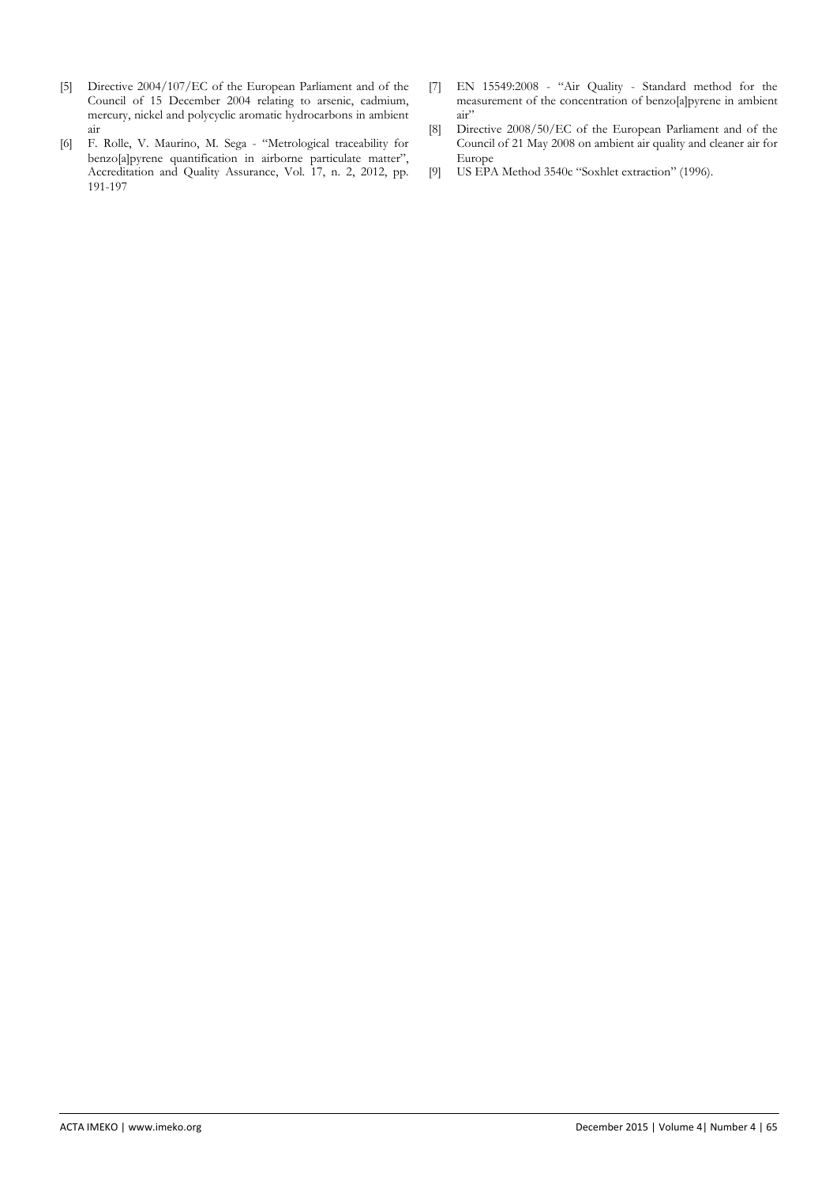[5] Directive 2004/107/EC of the European Parliament and of the Council of 15 December 2004 relating to arsenic, cadmium, mercury, nickel and polycyclic aromatic hydrocarbons in ambient air

[6] F. Rolle, V. Maurino, M. Sega - "Metrological traceability for benzo[a]pyrene quantification in airborne particulate matter", Accreditation and Quality Assurance, Vol. 17, n. 2, 2012, pp. 191-197

[7] EN 15549:2008 - "Air Quality - Standard method for the measurement of the concentration of benzo[a]pyrene in ambient air"

[8] Directive 2008/50/EC of the European Parliament and of the Council of 21 May 2008 on ambient air quality and cleaner air for Europe

[9] US EPA Method 3540c "Soxhlet extraction" (1996).